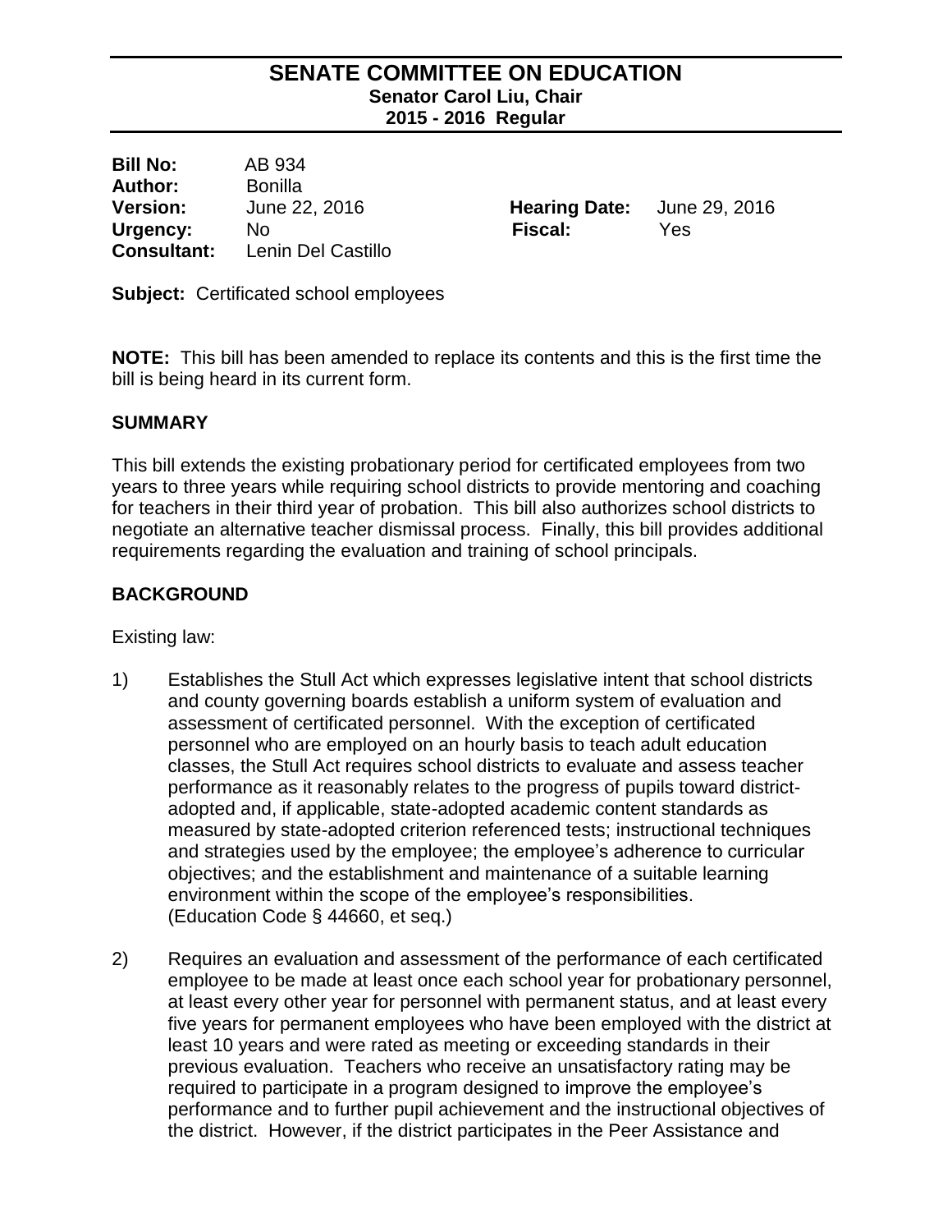# SENATE COMMITTEE ON EDUCATION

**Senator Carol Liu, Chair**
**2015 - 2016 Regular**

| | | | |
|---|---|---|---|
| **Bill No:** | AB 934 | | |
| **Author:** | Bonilla | | |
| **Version:** | June 22, 2016 | **Hearing Date:** | June 29, 2016 |
| **Urgency:** | No | **Fiscal:** | Yes |
| **Consultant:** | Lenin Del Castillo | | |

**Subject:** Certificated school employees

**NOTE:** This bill has been amended to replace its contents and this is the first time the bill is being heard in its current form.

## SUMMARY

This bill extends the existing probationary period for certificated employees from two years to three years while requiring school districts to provide mentoring and coaching for teachers in their third year of probation. This bill also authorizes school districts to negotiate an alternative teacher dismissal process. Finally, this bill provides additional requirements regarding the evaluation and training of school principals.

## BACKGROUND

Existing law:

1) Establishes the Stull Act which expresses legislative intent that school districts and county governing boards establish a uniform system of evaluation and assessment of certificated personnel. With the exception of certificated personnel who are employed on an hourly basis to teach adult education classes, the Stull Act requires school districts to evaluate and assess teacher performance as it reasonably relates to the progress of pupils toward district-adopted and, if applicable, state-adopted academic content standards as measured by state-adopted criterion referenced tests; instructional techniques and strategies used by the employee; the employee's adherence to curricular objectives; and the establishment and maintenance of a suitable learning environment within the scope of the employee's responsibilities. (Education Code § 44660, et seq.)

2) Requires an evaluation and assessment of the performance of each certificated employee to be made at least once each school year for probationary personnel, at least every other year for personnel with permanent status, and at least every five years for permanent employees who have been employed with the district at least 10 years and were rated as meeting or exceeding standards in their previous evaluation. Teachers who receive an unsatisfactory rating may be required to participate in a program designed to improve the employee's performance and to further pupil achievement and the instructional objectives of the district. However, if the district participates in the Peer Assistance and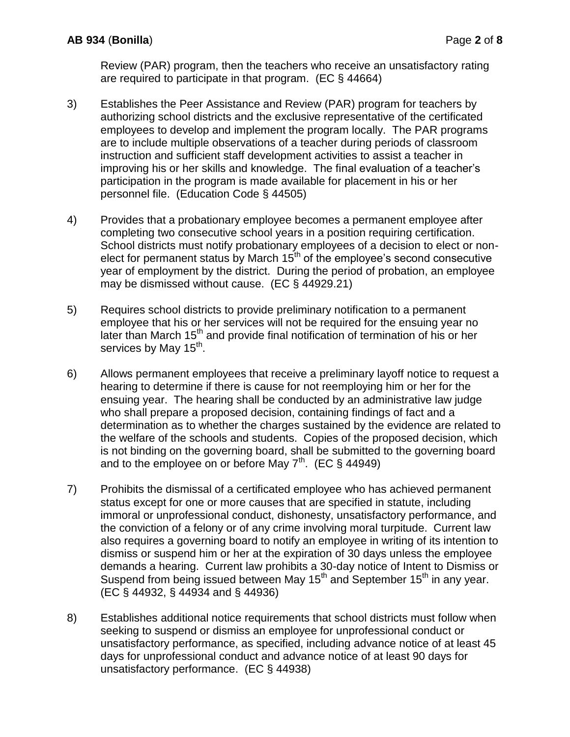Review (PAR) program, then the teachers who receive an unsatisfactory rating are required to participate in that program. (EC § 44664)

3) Establishes the Peer Assistance and Review (PAR) program for teachers by authorizing school districts and the exclusive representative of the certificated employees to develop and implement the program locally. The PAR programs are to include multiple observations of a teacher during periods of classroom instruction and sufficient staff development activities to assist a teacher in improving his or her skills and knowledge. The final evaluation of a teacher's participation in the program is made available for placement in his or her personnel file. (Education Code § 44505)

4) Provides that a probationary employee becomes a permanent employee after completing two consecutive school years in a position requiring certification. School districts must notify probationary employees of a decision to elect or non-elect for permanent status by March 15th of the employee's second consecutive year of employment by the district. During the period of probation, an employee may be dismissed without cause. (EC § 44929.21)

5) Requires school districts to provide preliminary notification to a permanent employee that his or her services will not be required for the ensuing year no later than March 15th and provide final notification of termination of his or her services by May 15th.

6) Allows permanent employees that receive a preliminary layoff notice to request a hearing to determine if there is cause for not reemploying him or her for the ensuing year. The hearing shall be conducted by an administrative law judge who shall prepare a proposed decision, containing findings of fact and a determination as to whether the charges sustained by the evidence are related to the welfare of the schools and students. Copies of the proposed decision, which is not binding on the governing board, shall be submitted to the governing board and to the employee on or before May 7th. (EC § 44949)

7) Prohibits the dismissal of a certificated employee who has achieved permanent status except for one or more causes that are specified in statute, including immoral or unprofessional conduct, dishonesty, unsatisfactory performance, and the conviction of a felony or of any crime involving moral turpitude. Current law also requires a governing board to notify an employee in writing of its intention to dismiss or suspend him or her at the expiration of 30 days unless the employee demands a hearing. Current law prohibits a 30-day notice of Intent to Dismiss or Suspend from being issued between May 15th and September 15th in any year. (EC § 44932, § 44934 and § 44936)

8) Establishes additional notice requirements that school districts must follow when seeking to suspend or dismiss an employee for unprofessional conduct or unsatisfactory performance, as specified, including advance notice of at least 45 days for unprofessional conduct and advance notice of at least 90 days for unsatisfactory performance. (EC § 44938)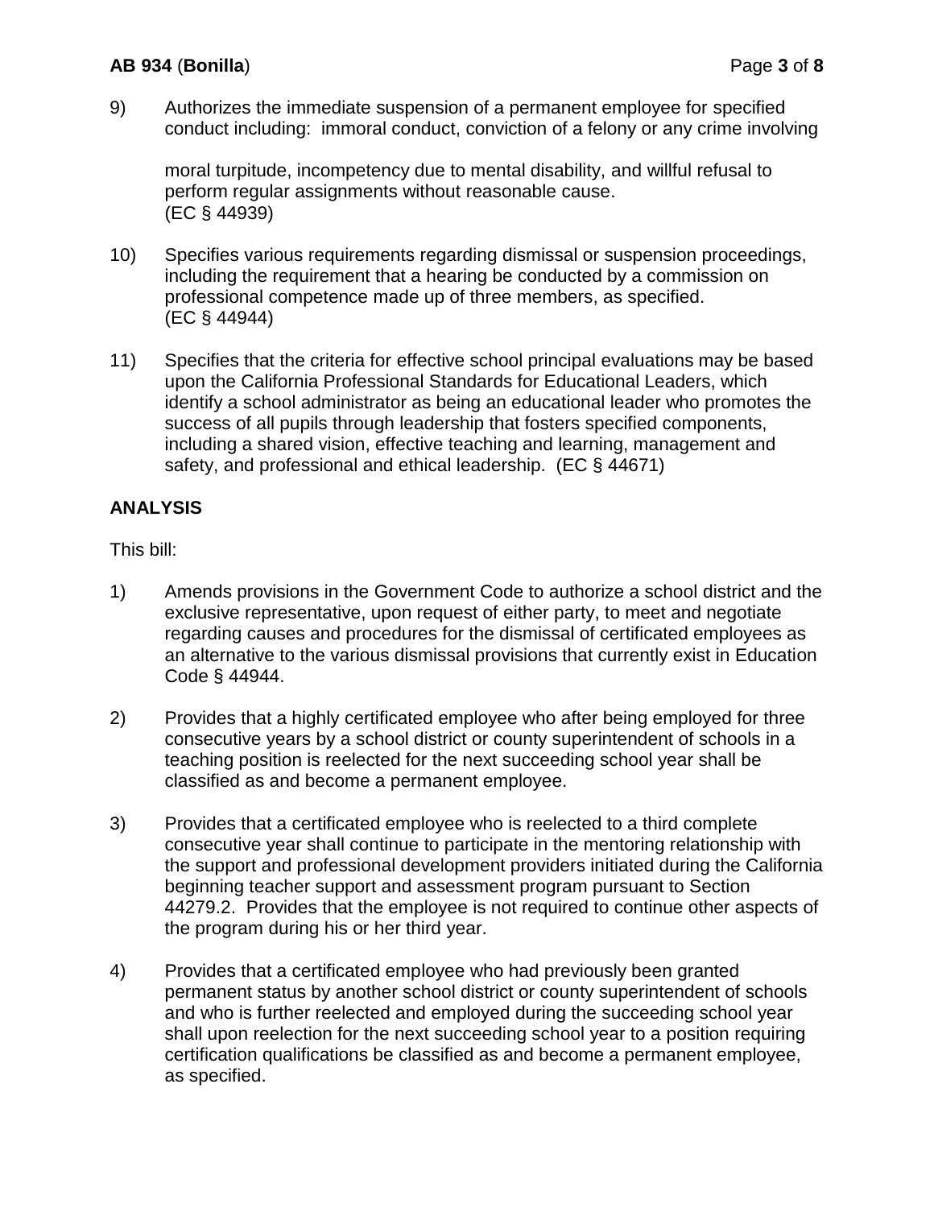9) Authorizes the immediate suspension of a permanent employee for specified conduct including: immoral conduct, conviction of a felony or any crime involving moral turpitude, incompetency due to mental disability, and willful refusal to perform regular assignments without reasonable cause. (EC § 44939)

10) Specifies various requirements regarding dismissal or suspension proceedings, including the requirement that a hearing be conducted by a commission on professional competence made up of three members, as specified. (EC § 44944)

11) Specifies that the criteria for effective school principal evaluations may be based upon the California Professional Standards for Educational Leaders, which identify a school administrator as being an educational leader who promotes the success of all pupils through leadership that fosters specified components, including a shared vision, effective teaching and learning, management and safety, and professional and ethical leadership. (EC § 44671)

**ANALYSIS**

This bill:

1) Amends provisions in the Government Code to authorize a school district and the exclusive representative, upon request of either party, to meet and negotiate regarding causes and procedures for the dismissal of certificated employees as an alternative to the various dismissal provisions that currently exist in Education Code § 44944.

2) Provides that a highly certificated employee who after being employed for three consecutive years by a school district or county superintendent of schools in a teaching position is reelected for the next succeeding school year shall be classified as and become a permanent employee.

3) Provides that a certificated employee who is reelected to a third complete consecutive year shall continue to participate in the mentoring relationship with the support and professional development providers initiated during the California beginning teacher support and assessment program pursuant to Section 44279.2. Provides that the employee is not required to continue other aspects of the program during his or her third year.

4) Provides that a certificated employee who had previously been granted permanent status by another school district or county superintendent of schools and who is further reelected and employed during the succeeding school year shall upon reelection for the next succeeding school year to a position requiring certification qualifications be classified as and become a permanent employee, as specified.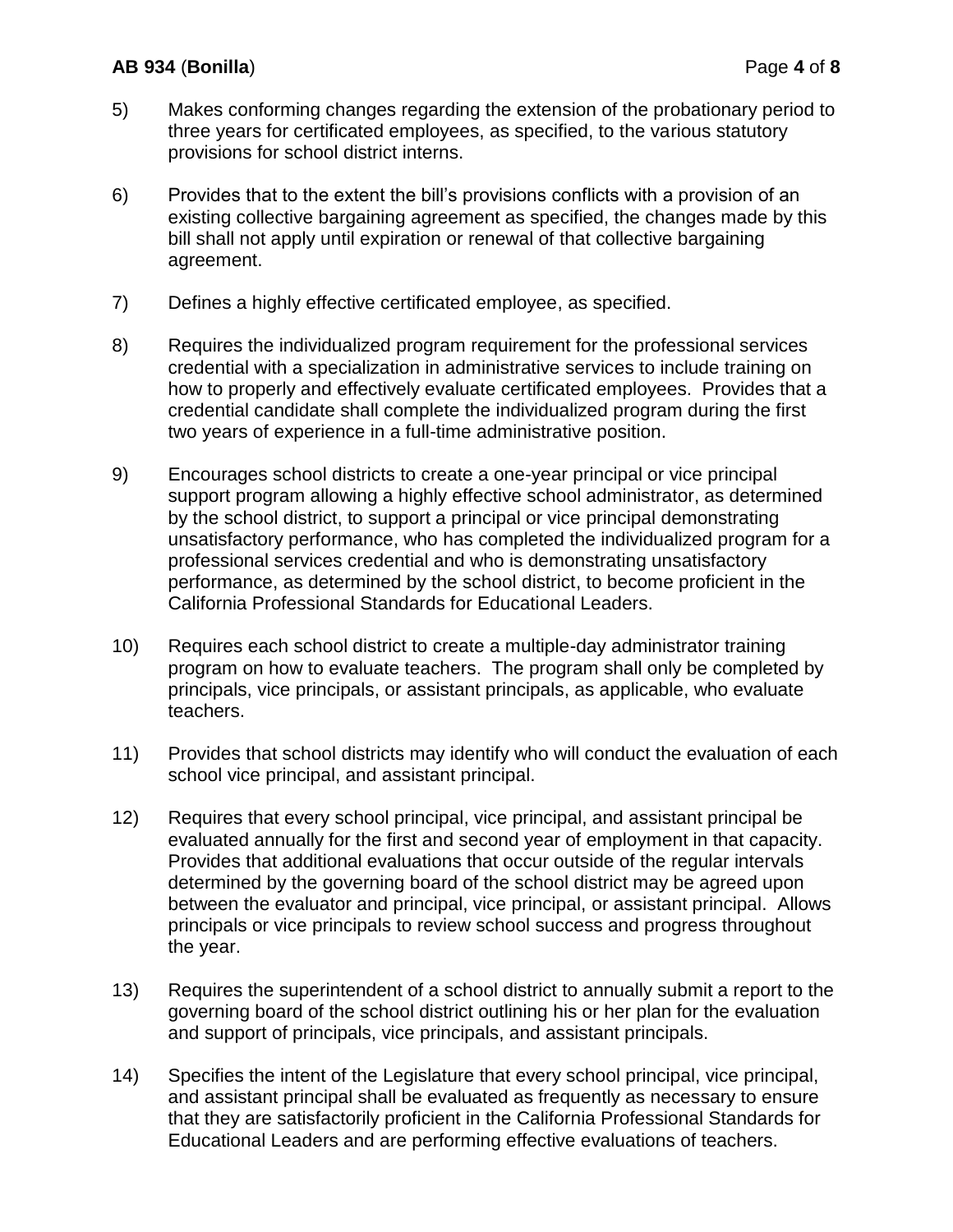5) Makes conforming changes regarding the extension of the probationary period to three years for certificated employees, as specified, to the various statutory provisions for school district interns.

6) Provides that to the extent the bill's provisions conflicts with a provision of an existing collective bargaining agreement as specified, the changes made by this bill shall not apply until expiration or renewal of that collective bargaining agreement.

7) Defines a highly effective certificated employee, as specified.

8) Requires the individualized program requirement for the professional services credential with a specialization in administrative services to include training on how to properly and effectively evaluate certificated employees. Provides that a credential candidate shall complete the individualized program during the first two years of experience in a full-time administrative position.

9) Encourages school districts to create a one-year principal or vice principal support program allowing a highly effective school administrator, as determined by the school district, to support a principal or vice principal demonstrating unsatisfactory performance, who has completed the individualized program for a professional services credential and who is demonstrating unsatisfactory performance, as determined by the school district, to become proficient in the California Professional Standards for Educational Leaders.

10) Requires each school district to create a multiple-day administrator training program on how to evaluate teachers. The program shall only be completed by principals, vice principals, or assistant principals, as applicable, who evaluate teachers.

11) Provides that school districts may identify who will conduct the evaluation of each school vice principal, and assistant principal.

12) Requires that every school principal, vice principal, and assistant principal be evaluated annually for the first and second year of employment in that capacity. Provides that additional evaluations that occur outside of the regular intervals determined by the governing board of the school district may be agreed upon between the evaluator and principal, vice principal, or assistant principal. Allows principals or vice principals to review school success and progress throughout the year.

13) Requires the superintendent of a school district to annually submit a report to the governing board of the school district outlining his or her plan for the evaluation and support of principals, vice principals, and assistant principals.

14) Specifies the intent of the Legislature that every school principal, vice principal, and assistant principal shall be evaluated as frequently as necessary to ensure that they are satisfactorily proficient in the California Professional Standards for Educational Leaders and are performing effective evaluations of teachers.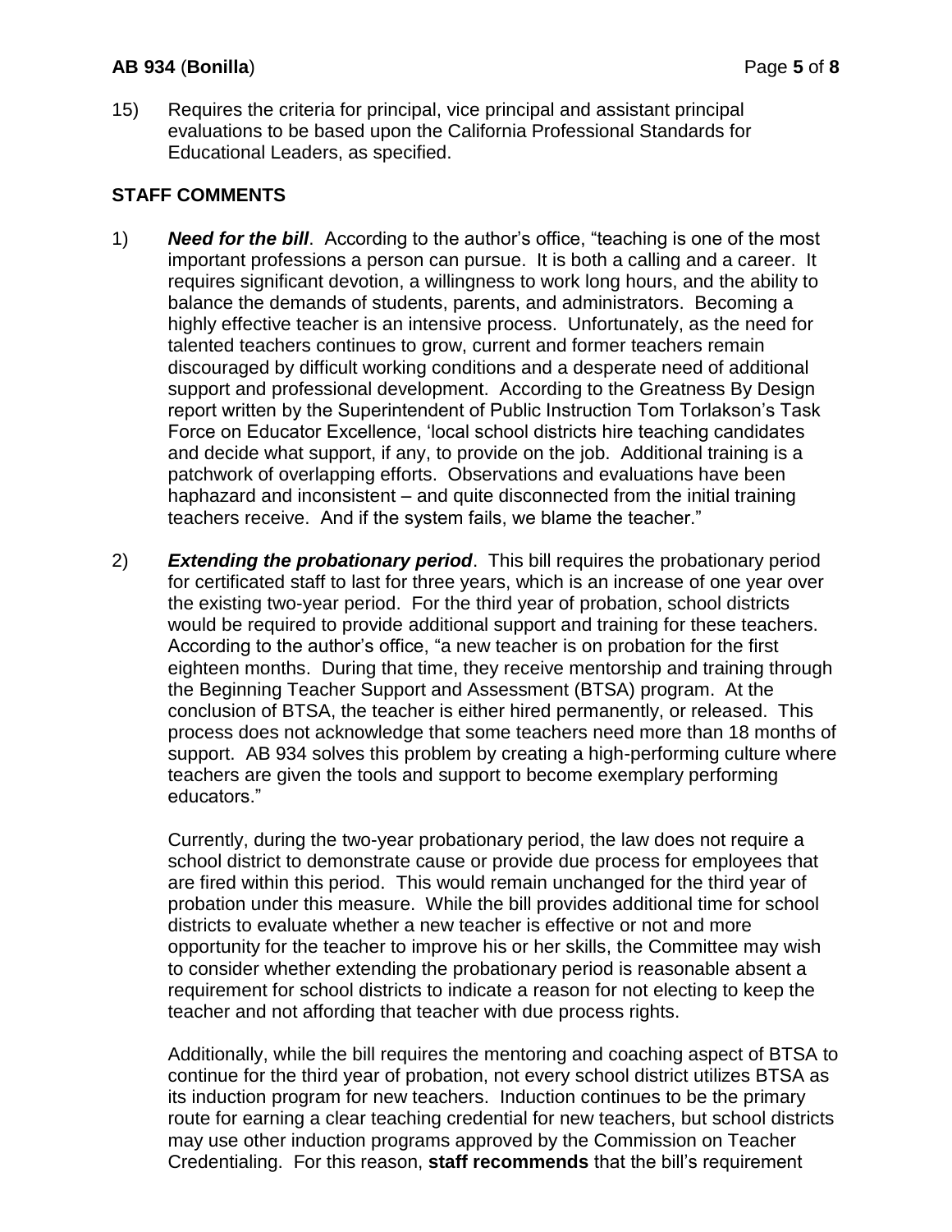15) Requires the criteria for principal, vice principal and assistant principal evaluations to be based upon the California Professional Standards for Educational Leaders, as specified.

## STAFF COMMENTS

1) ***Need for the bill***. According to the author's office, "teaching is one of the most important professions a person can pursue. It is both a calling and a career. It requires significant devotion, a willingness to work long hours, and the ability to balance the demands of students, parents, and administrators. Becoming a highly effective teacher is an intensive process. Unfortunately, as the need for talented teachers continues to grow, current and former teachers remain discouraged by difficult working conditions and a desperate need of additional support and professional development. According to the Greatness By Design report written by the Superintendent of Public Instruction Tom Torlakson's Task Force on Educator Excellence, 'local school districts hire teaching candidates and decide what support, if any, to provide on the job. Additional training is a patchwork of overlapping efforts. Observations and evaluations have been haphazard and inconsistent – and quite disconnected from the initial training teachers receive. And if the system fails, we blame the teacher."

2) ***Extending the probationary period***. This bill requires the probationary period for certificated staff to last for three years, which is an increase of one year over the existing two-year period. For the third year of probation, school districts would be required to provide additional support and training for these teachers. According to the author's office, "a new teacher is on probation for the first eighteen months. During that time, they receive mentorship and training through the Beginning Teacher Support and Assessment (BTSA) program. At the conclusion of BTSA, the teacher is either hired permanently, or released. This process does not acknowledge that some teachers need more than 18 months of support. AB 934 solves this problem by creating a high-performing culture where teachers are given the tools and support to become exemplary performing educators."

   Currently, during the two-year probationary period, the law does not require a school district to demonstrate cause or provide due process for employees that are fired within this period. This would remain unchanged for the third year of probation under this measure. While the bill provides additional time for school districts to evaluate whether a new teacher is effective or not and more opportunity for the teacher to improve his or her skills, the Committee may wish to consider whether extending the probationary period is reasonable absent a requirement for school districts to indicate a reason for not electing to keep the teacher and not affording that teacher with due process rights.

   Additionally, while the bill requires the mentoring and coaching aspect of BTSA to continue for the third year of probation, not every school district utilizes BTSA as its induction program for new teachers. Induction continues to be the primary route for earning a clear teaching credential for new teachers, but school districts may use other induction programs approved by the Commission on Teacher Credentialing. For this reason, **staff recommends** that the bill's requirement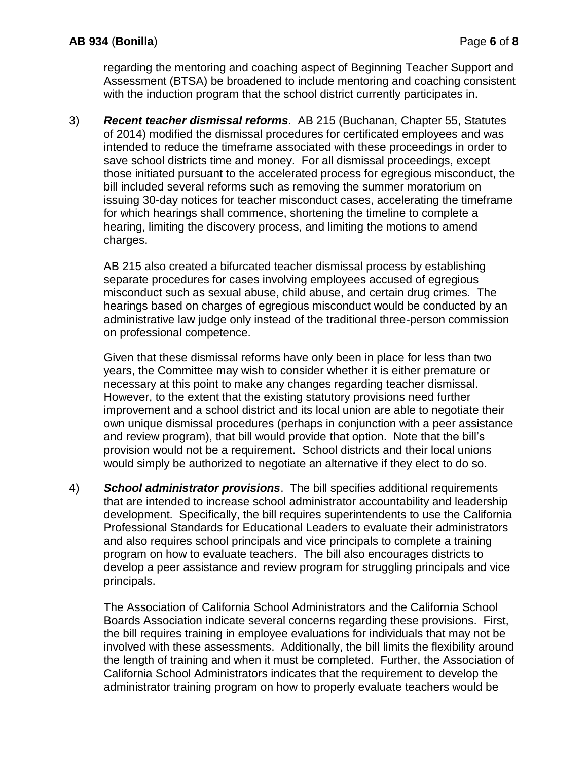regarding the mentoring and coaching aspect of Beginning Teacher Support and Assessment (BTSA) be broadened to include mentoring and coaching consistent with the induction program that the school district currently participates in.

3) ***Recent teacher dismissal reforms***. AB 215 (Buchanan, Chapter 55, Statutes of 2014) modified the dismissal procedures for certificated employees and was intended to reduce the timeframe associated with these proceedings in order to save school districts time and money. For all dismissal proceedings, except those initiated pursuant to the accelerated process for egregious misconduct, the bill included several reforms such as removing the summer moratorium on issuing 30-day notices for teacher misconduct cases, accelerating the timeframe for which hearings shall commence, shortening the timeline to complete a hearing, limiting the discovery process, and limiting the motions to amend charges.

   AB 215 also created a bifurcated teacher dismissal process by establishing separate procedures for cases involving employees accused of egregious misconduct such as sexual abuse, child abuse, and certain drug crimes. The hearings based on charges of egregious misconduct would be conducted by an administrative law judge only instead of the traditional three-person commission on professional competence.

   Given that these dismissal reforms have only been in place for less than two years, the Committee may wish to consider whether it is either premature or necessary at this point to make any changes regarding teacher dismissal. However, to the extent that the existing statutory provisions need further improvement and a school district and its local union are able to negotiate their own unique dismissal procedures (perhaps in conjunction with a peer assistance and review program), that bill would provide that option. Note that the bill's provision would not be a requirement. School districts and their local unions would simply be authorized to negotiate an alternative if they elect to do so.

4) ***School administrator provisions***. The bill specifies additional requirements that are intended to increase school administrator accountability and leadership development. Specifically, the bill requires superintendents to use the California Professional Standards for Educational Leaders to evaluate their administrators and also requires school principals and vice principals to complete a training program on how to evaluate teachers. The bill also encourages districts to develop a peer assistance and review program for struggling principals and vice principals.

   The Association of California School Administrators and the California School Boards Association indicate several concerns regarding these provisions. First, the bill requires training in employee evaluations for individuals that may not be involved with these assessments. Additionally, the bill limits the flexibility around the length of training and when it must be completed. Further, the Association of California School Administrators indicates that the requirement to develop the administrator training program on how to properly evaluate teachers would be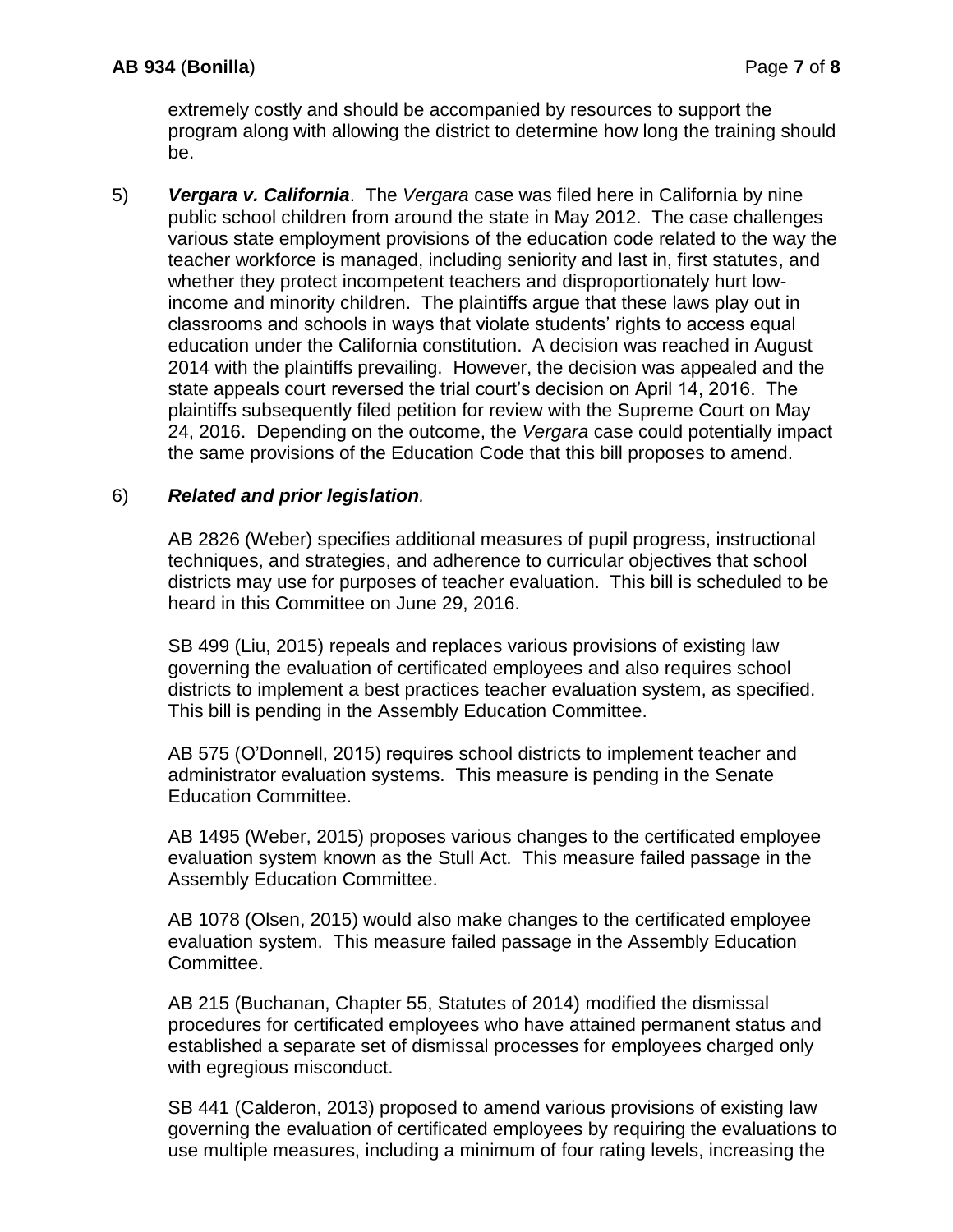extremely costly and should be accompanied by resources to support the program along with allowing the district to determine how long the training should be.

5) ***Vergara v. California***. The *Vergara* case was filed here in California by nine public school children from around the state in May 2012. The case challenges various state employment provisions of the education code related to the way the teacher workforce is managed, including seniority and last in, first statutes, and whether they protect incompetent teachers and disproportionately hurt low-income and minority children. The plaintiffs argue that these laws play out in classrooms and schools in ways that violate students' rights to access equal education under the California constitution. A decision was reached in August 2014 with the plaintiffs prevailing. However, the decision was appealed and the state appeals court reversed the trial court's decision on April 14, 2016. The plaintiffs subsequently filed petition for review with the Supreme Court on May 24, 2016. Depending on the outcome, the *Vergara* case could potentially impact the same provisions of the Education Code that this bill proposes to amend.

6) ***Related and prior legislation***.

AB 2826 (Weber) specifies additional measures of pupil progress, instructional techniques, and strategies, and adherence to curricular objectives that school districts may use for purposes of teacher evaluation. This bill is scheduled to be heard in this Committee on June 29, 2016.

SB 499 (Liu, 2015) repeals and replaces various provisions of existing law governing the evaluation of certificated employees and also requires school districts to implement a best practices teacher evaluation system, as specified. This bill is pending in the Assembly Education Committee.

AB 575 (O'Donnell, 2015) requires school districts to implement teacher and administrator evaluation systems. This measure is pending in the Senate Education Committee.

AB 1495 (Weber, 2015) proposes various changes to the certificated employee evaluation system known as the Stull Act. This measure failed passage in the Assembly Education Committee.

AB 1078 (Olsen, 2015) would also make changes to the certificated employee evaluation system. This measure failed passage in the Assembly Education Committee.

AB 215 (Buchanan, Chapter 55, Statutes of 2014) modified the dismissal procedures for certificated employees who have attained permanent status and established a separate set of dismissal processes for employees charged only with egregious misconduct.

SB 441 (Calderon, 2013) proposed to amend various provisions of existing law governing the evaluation of certificated employees by requiring the evaluations to use multiple measures, including a minimum of four rating levels, increasing the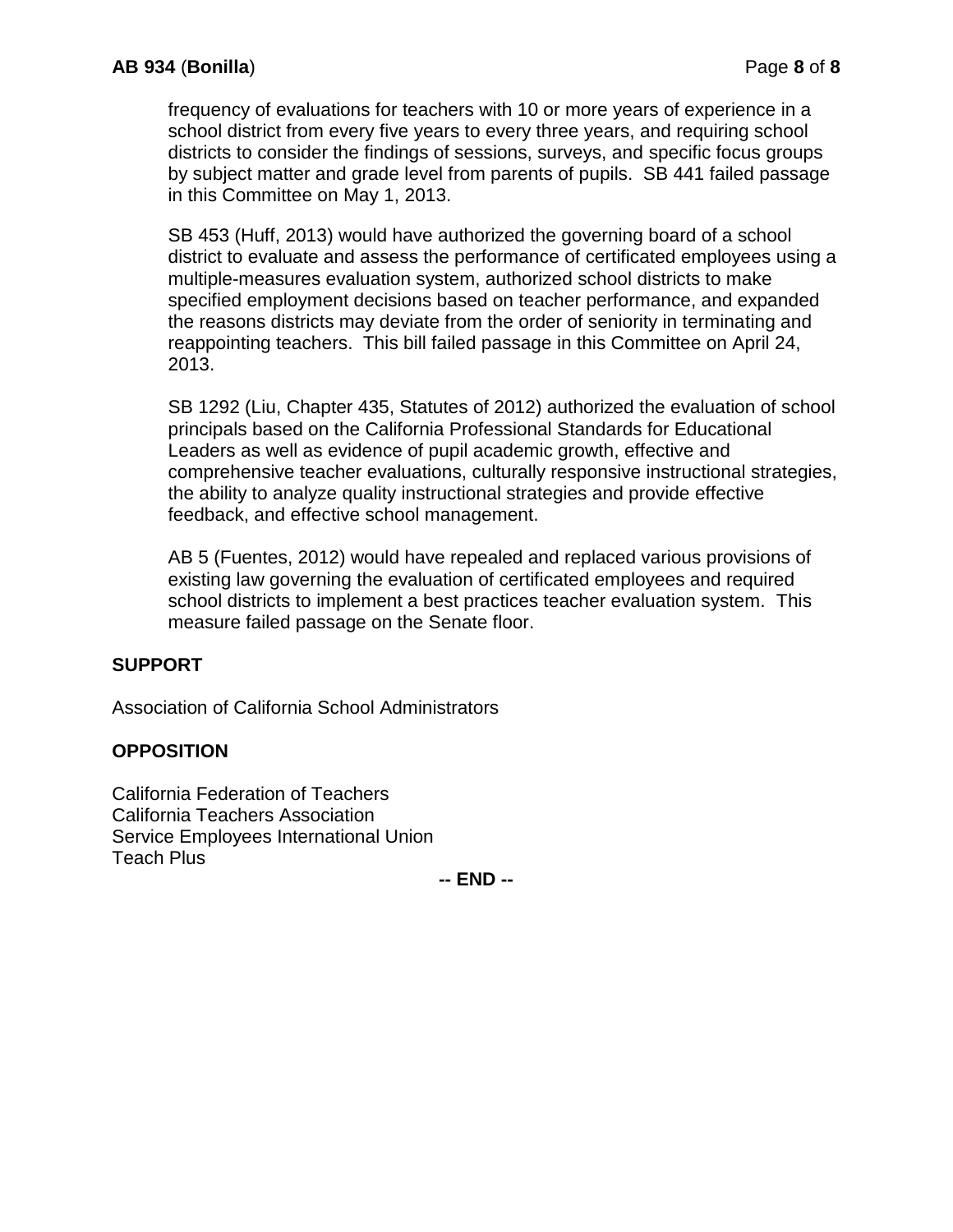frequency of evaluations for teachers with 10 or more years of experience in a school district from every five years to every three years, and requiring school districts to consider the findings of sessions, surveys, and specific focus groups by subject matter and grade level from parents of pupils. SB 441 failed passage in this Committee on May 1, 2013.

SB 453 (Huff, 2013) would have authorized the governing board of a school district to evaluate and assess the performance of certificated employees using a multiple-measures evaluation system, authorized school districts to make specified employment decisions based on teacher performance, and expanded the reasons districts may deviate from the order of seniority in terminating and reappointing teachers. This bill failed passage in this Committee on April 24, 2013.

SB 1292 (Liu, Chapter 435, Statutes of 2012) authorized the evaluation of school principals based on the California Professional Standards for Educational Leaders as well as evidence of pupil academic growth, effective and comprehensive teacher evaluations, culturally responsive instructional strategies, the ability to analyze quality instructional strategies and provide effective feedback, and effective school management.

AB 5 (Fuentes, 2012) would have repealed and replaced various provisions of existing law governing the evaluation of certificated employees and required school districts to implement a best practices teacher evaluation system. This measure failed passage on the Senate floor.

**SUPPORT**

Association of California School Administrators

**OPPOSITION**

California Federation of Teachers
California Teachers Association
Service Employees International Union
Teach Plus

**-- END --**